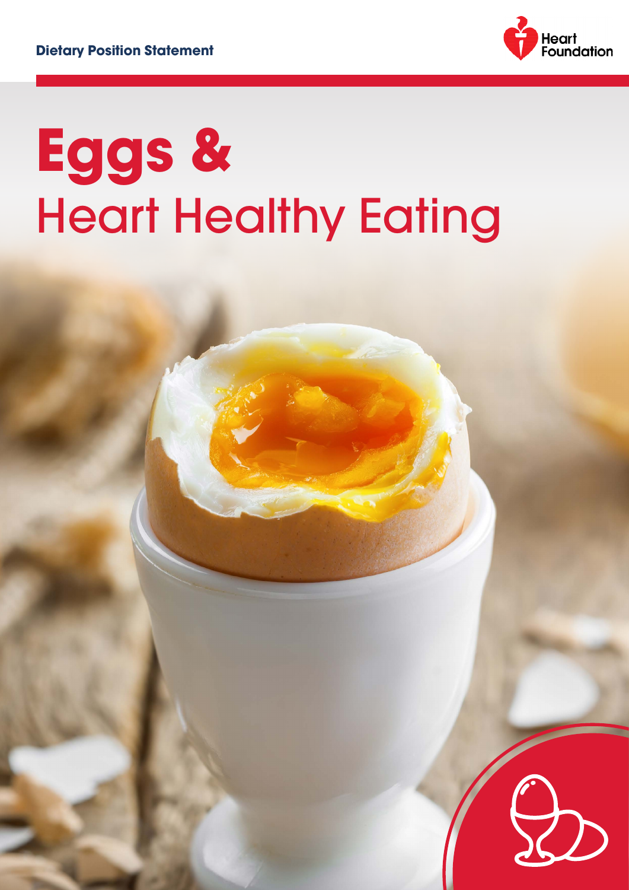Dietary Position Statement

Heart Foundation

# Eggs & Heart Healthy Eating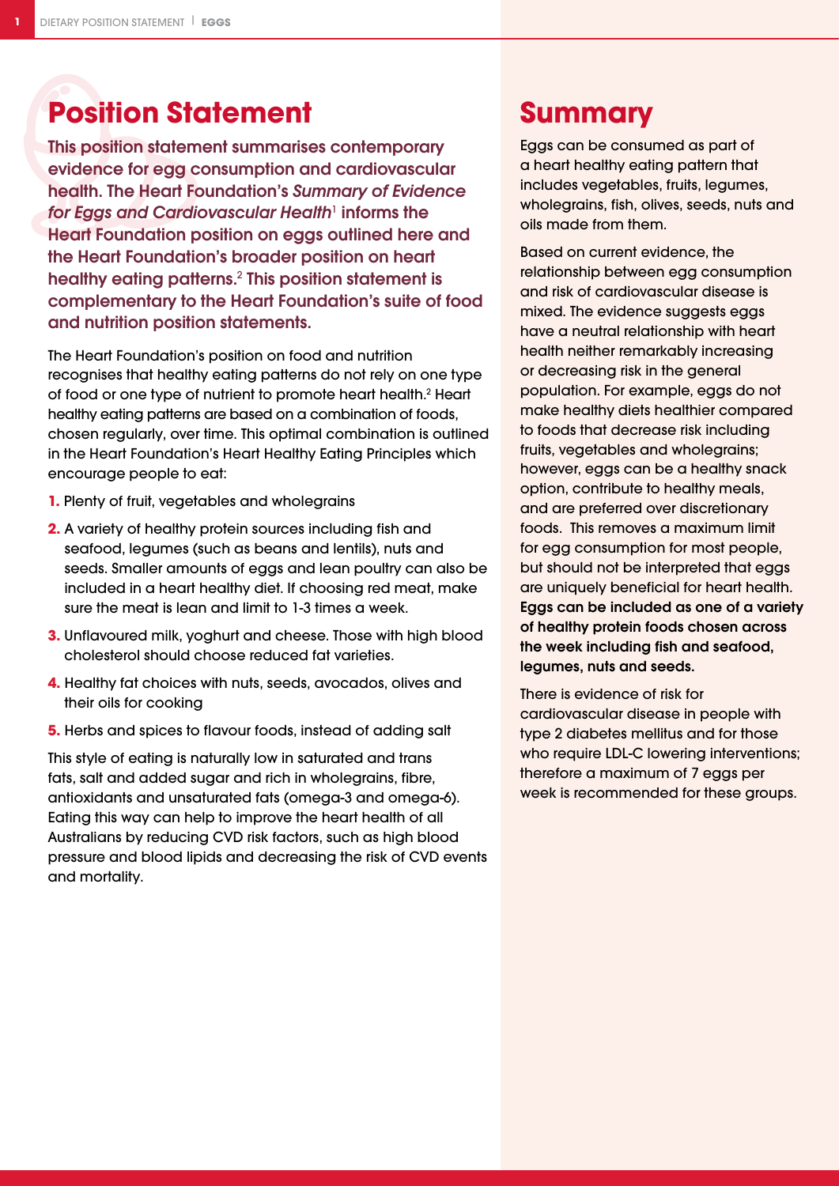## Position Statement

**This position statement summarises contemporary evidence for egg consumption and cardiovascular health. The Heart Foundation's *Summary of Evidence for Eggs and Cardiovascular Health*[1] informs the Heart Foundation position on eggs outlined here and the Heart Foundation's broader position on heart healthy eating patterns.[2] This position statement is complementary to the Heart Foundation's suite of food and nutrition position statements.**

The Heart Foundation's position on food and nutrition recognises that healthy eating patterns do not rely on one type of food or one type of nutrient to promote heart health.[2] Heart healthy eating patterns are based on a combination of foods, chosen regularly, over time. This optimal combination is outlined in the Heart Foundation's Heart Healthy Eating Principles which encourage people to eat:

1. Plenty of fruit, vegetables and wholegrains
2. A variety of healthy protein sources including fish and seafood, legumes (such as beans and lentils), nuts and seeds. Smaller amounts of eggs and lean poultry can also be included in a heart healthy diet. If choosing red meat, make sure the meat is lean and limit to 1-3 times a week.
3. Unflavoured milk, yoghurt and cheese. Those with high blood cholesterol should choose reduced fat varieties.
4. Healthy fat choices with nuts, seeds, avocados, olives and their oils for cooking
5. Herbs and spices to flavour foods, instead of adding salt

This style of eating is naturally low in saturated and trans fats, salt and added sugar and rich in wholegrains, fibre, antioxidants and unsaturated fats (omega-3 and omega-6). Eating this way can help to improve the heart health of all Australians by reducing CVD risk factors, such as high blood pressure and blood lipids and decreasing the risk of CVD events and mortality.

## Summary

Eggs can be consumed as part of a heart healthy eating pattern that includes vegetables, fruits, legumes, wholegrains, fish, olives, seeds, nuts and oils made from them.

Based on current evidence, the relationship between egg consumption and risk of cardiovascular disease is mixed. The evidence suggests eggs have a neutral relationship with heart health neither remarkably increasing or decreasing risk in the general population. For example, eggs do not make healthy diets healthier compared to foods that decrease risk including fruits, vegetables and wholegrains; however, eggs can be a healthy snack option, contribute to healthy meals, and are preferred over discretionary foods. This removes a maximum limit for egg consumption for most people, but should not be interpreted that eggs are uniquely beneficial for heart health. **Eggs can be included as one of a variety of healthy protein foods chosen across the week including fish and seafood, legumes, nuts and seeds.**

There is evidence of risk for cardiovascular disease in people with type 2 diabetes mellitus and for those who require LDL-C lowering interventions; therefore a maximum of 7 eggs per week is recommended for these groups.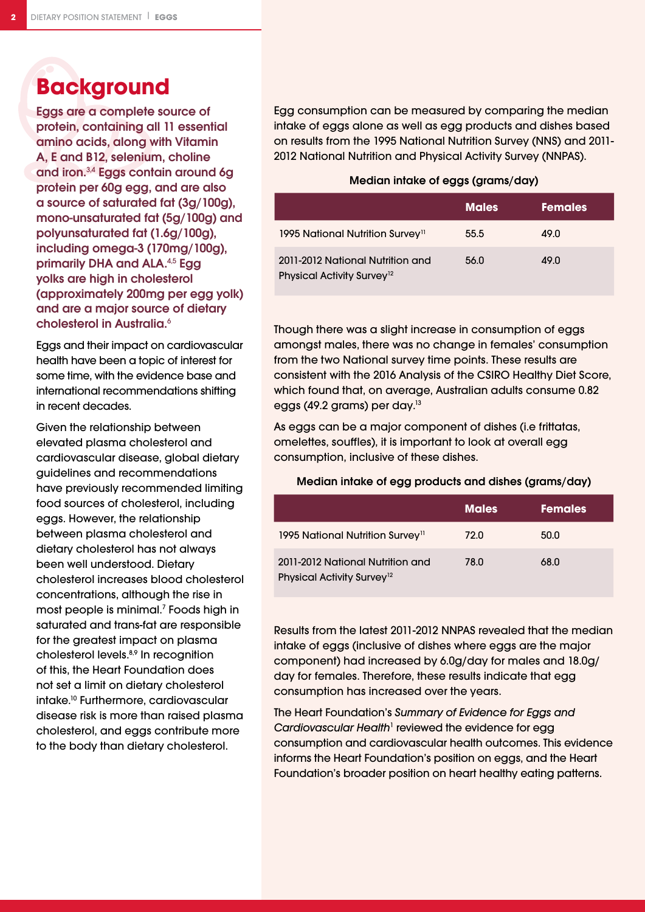# Background

**Eggs are a complete source of protein, containing all 11 essential amino acids, along with Vitamin A, E and B12, selenium, choline and iron.[3,4] Eggs contain around 6g protein per 60g egg, and are also a source of saturated fat (3g/100g), mono-unsaturated fat (5g/100g) and polyunsaturated fat (1.6g/100g), including omega-3 (170mg/100g), primarily DHA and ALA.[4,5] Egg yolks are high in cholesterol (approximately 200mg per egg yolk) and are a major source of dietary cholesterol in Australia.[6]**

Eggs and their impact on cardiovascular health have been a topic of interest for some time, with the evidence base and international recommendations shifting in recent decades.

Given the relationship between elevated plasma cholesterol and cardiovascular disease, global dietary guidelines and recommendations have previously recommended limiting food sources of cholesterol, including eggs. However, the relationship between plasma cholesterol and dietary cholesterol has not always been well understood. Dietary cholesterol increases blood cholesterol concentrations, although the rise in most people is minimal.[7] Foods high in saturated and trans-fat are responsible for the greatest impact on plasma cholesterol levels.[8,9] In recognition of this, the Heart Foundation does not set a limit on dietary cholesterol intake.[10] Furthermore, cardiovascular disease risk is more than raised plasma cholesterol, and eggs contribute more to the body than dietary cholesterol.

Egg consumption can be measured by comparing the median intake of eggs alone as well as egg products and dishes based on results from the 1995 National Nutrition Survey (NNS) and 2011-2012 National Nutrition and Physical Activity Survey (NNPAS).

**Median intake of eggs (grams/day)**

| | Males | Females |
|---|---|---|
| 1995 National Nutrition Survey[11] | 55.5 | 49.0 |
| 2011-2012 National Nutrition and Physical Activity Survey[12] | 56.0 | 49.0 |

Though there was a slight increase in consumption of eggs amongst males, there was no change in females' consumption from the two National survey time points. These results are consistent with the 2016 Analysis of the CSIRO Healthy Diet Score, which found that, on average, Australian adults consume 0.82 eggs (49.2 grams) per day.[13]

As eggs can be a major component of dishes (i.e frittatas, omelettes, souffles), it is important to look at overall egg consumption, inclusive of these dishes.

**Median intake of egg products and dishes (grams/day)**

| | Males | Females |
|---|---|---|
| 1995 National Nutrition Survey[11] | 72.0 | 50.0 |
| 2011-2012 National Nutrition and Physical Activity Survey[12] | 78.0 | 68.0 |

Results from the latest 2011-2012 NNPAS revealed that the median intake of eggs (inclusive of dishes where eggs are the major component) had increased by 6.0g/day for males and 18.0g/day for females. Therefore, these results indicate that egg consumption has increased over the years.

The Heart Foundation's *Summary of Evidence for Eggs and Cardiovascular Health*[1] reviewed the evidence for egg consumption and cardiovascular health outcomes. This evidence informs the Heart Foundation's position on eggs, and the Heart Foundation's broader position on heart healthy eating patterns.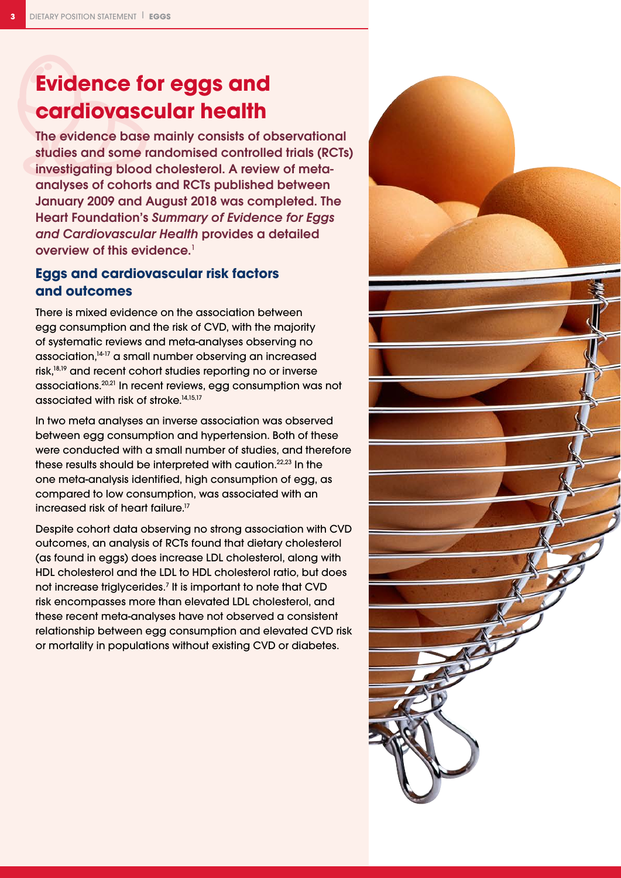# Evidence for eggs and cardiovascular health

**The evidence base mainly consists of observational studies and some randomised controlled trials (RCTs) investigating blood cholesterol. A review of meta-analyses of cohorts and RCTs published between January 2009 and August 2018 was completed. The Heart Foundation's *Summary of Evidence for Eggs and Cardiovascular Health* provides a detailed overview of this evidence.[1]**

## Eggs and cardiovascular risk factors and outcomes

There is mixed evidence on the association between egg consumption and the risk of CVD, with the majority of systematic reviews and meta-analyses observing no association,[14-17] a small number observing an increased risk,[18,19] and recent cohort studies reporting no or inverse associations.[20,21] In recent reviews, egg consumption was not associated with risk of stroke.[14,15,17]

In two meta analyses an inverse association was observed between egg consumption and hypertension. Both of these were conducted with a small number of studies, and therefore these results should be interpreted with caution.[22,23] In the one meta-analysis identified, high consumption of egg, as compared to low consumption, was associated with an increased risk of heart failure.[17]

Despite cohort data observing no strong association with CVD outcomes, an analysis of RCTs found that dietary cholesterol (as found in eggs) does increase LDL cholesterol, along with HDL cholesterol and the LDL to HDL cholesterol ratio, but does not increase triglycerides.[7] It is important to note that CVD risk encompasses more than elevated LDL cholesterol, and these recent meta-analyses have not observed a consistent relationship between egg consumption and elevated CVD risk or mortality in populations without existing CVD or diabetes.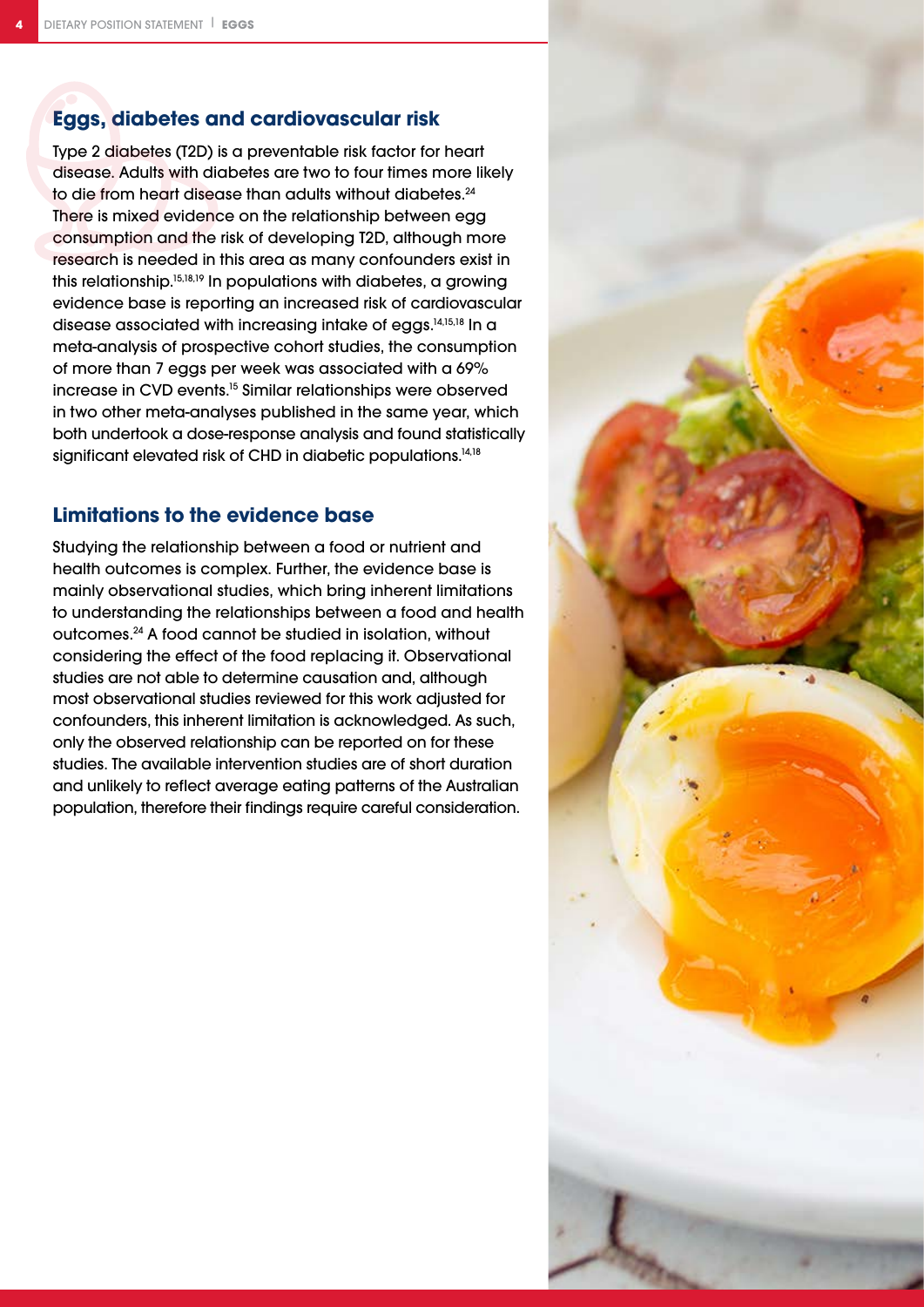## Eggs, diabetes and cardiovascular risk

Type 2 diabetes (T2D) is a preventable risk factor for heart disease. Adults with diabetes are two to four times more likely to die from heart disease than adults without diabetes.[24] There is mixed evidence on the relationship between egg consumption and the risk of developing T2D, although more research is needed in this area as many confounders exist in this relationship.[15,18,19] In populations with diabetes, a growing evidence base is reporting an increased risk of cardiovascular disease associated with increasing intake of eggs.[14,15,18] In a meta-analysis of prospective cohort studies, the consumption of more than 7 eggs per week was associated with a 69% increase in CVD events.[15] Similar relationships were observed in two other meta-analyses published in the same year, which both undertook a dose-response analysis and found statistically significant elevated risk of CHD in diabetic populations.[14,18]

## Limitations to the evidence base

Studying the relationship between a food or nutrient and health outcomes is complex. Further, the evidence base is mainly observational studies, which bring inherent limitations to understanding the relationships between a food and health outcomes.[24] A food cannot be studied in isolation, without considering the effect of the food replacing it. Observational studies are not able to determine causation and, although most observational studies reviewed for this work adjusted for confounders, this inherent limitation is acknowledged. As such, only the observed relationship can be reported on for these studies. The available intervention studies are of short duration and unlikely to reflect average eating patterns of the Australian population, therefore their findings require careful consideration.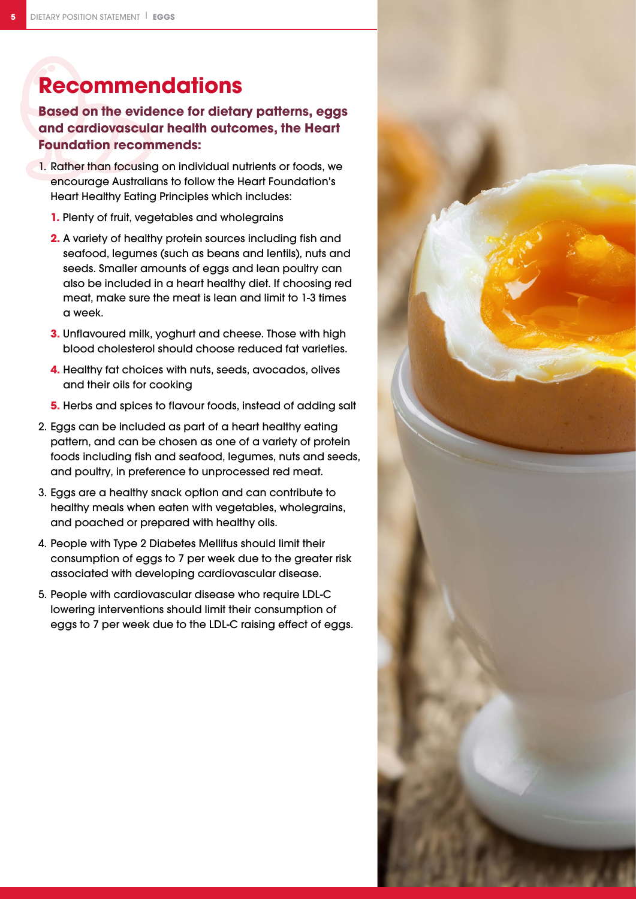# Recommendations

**Based on the evidence for dietary patterns, eggs and cardiovascular health outcomes, the Heart Foundation recommends:**

1. Rather than focusing on individual nutrients or foods, we encourage Australians to follow the Heart Foundation's Heart Healthy Eating Principles which includes:
    1. Plenty of fruit, vegetables and wholegrains
    2. A variety of healthy protein sources including fish and seafood, legumes (such as beans and lentils), nuts and seeds. Smaller amounts of eggs and lean poultry can also be included in a heart healthy diet. If choosing red meat, make sure the meat is lean and limit to 1-3 times a week.
    3. Unflavoured milk, yoghurt and cheese. Those with high blood cholesterol should choose reduced fat varieties.
    4. Healthy fat choices with nuts, seeds, avocados, olives and their oils for cooking
    5. Herbs and spices to flavour foods, instead of adding salt
2. Eggs can be included as part of a heart healthy eating pattern, and can be chosen as one of a variety of protein foods including fish and seafood, legumes, nuts and seeds, and poultry, in preference to unprocessed red meat.
3. Eggs are a healthy snack option and can contribute to healthy meals when eaten with vegetables, wholegrains, and poached or prepared with healthy oils.
4. People with Type 2 Diabetes Mellitus should limit their consumption of eggs to 7 per week due to the greater risk associated with developing cardiovascular disease.
5. People with cardiovascular disease who require LDL-C lowering interventions should limit their consumption of eggs to 7 per week due to the LDL-C raising effect of eggs.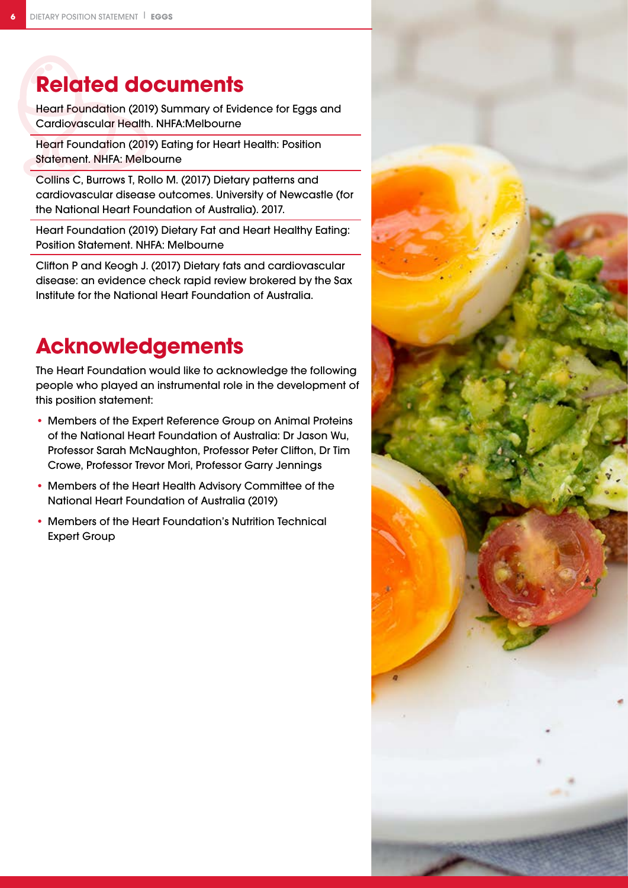## Related documents

Heart Foundation (2019) Summary of Evidence for Eggs and Cardiovascular Health. NHFA:Melbourne

Heart Foundation (2019) Eating for Heart Health: Position Statement. NHFA: Melbourne

Collins C, Burrows T, Rollo M. (2017) Dietary patterns and cardiovascular disease outcomes. University of Newcastle (for the National Heart Foundation of Australia). 2017.

Heart Foundation (2019) Dietary Fat and Heart Healthy Eating: Position Statement. NHFA: Melbourne

Clifton P and Keogh J. (2017) Dietary fats and cardiovascular disease: an evidence check rapid review brokered by the Sax Institute for the National Heart Foundation of Australia.

## Acknowledgements

The Heart Foundation would like to acknowledge the following people who played an instrumental role in the development of this position statement:

- Members of the Expert Reference Group on Animal Proteins of the National Heart Foundation of Australia: Dr Jason Wu, Professor Sarah McNaughton, Professor Peter Clifton, Dr Tim Crowe, Professor Trevor Mori, Professor Garry Jennings
- Members of the Heart Health Advisory Committee of the National Heart Foundation of Australia (2019)
- Members of the Heart Foundation's Nutrition Technical Expert Group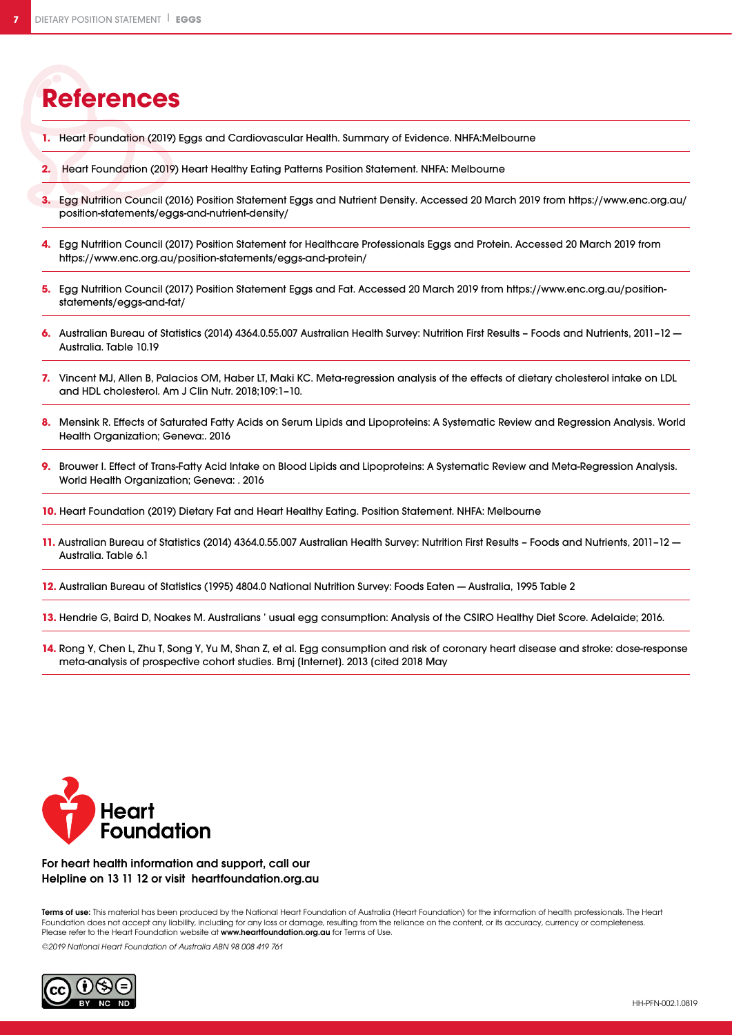# References

1. Heart Foundation (2019) Eggs and Cardiovascular Health. Summary of Evidence. NHFA:Melbourne
2. Heart Foundation (2019) Heart Healthy Eating Patterns Position Statement. NHFA: Melbourne
3. Egg Nutrition Council (2016) Position Statement Eggs and Nutrient Density. Accessed 20 March 2019 from https://www.enc.org.au/position-statements/eggs-and-nutrient-density/
4. Egg Nutrition Council (2017) Position Statement for Healthcare Professionals Eggs and Protein. Accessed 20 March 2019 from https://www.enc.org.au/position-statements/eggs-and-protein/
5. Egg Nutrition Council (2017) Position Statement Eggs and Fat. Accessed 20 March 2019 from https://www.enc.org.au/position-statements/eggs-and-fat/
6. Australian Bureau of Statistics (2014) 4364.0.55.007 Australian Health Survey: Nutrition First Results – Foods and Nutrients, 2011–12 — Australia. Table 10.19
7. Vincent MJ, Allen B, Palacios OM, Haber LT, Maki KC. Meta-regression analysis of the effects of dietary cholesterol intake on LDL and HDL cholesterol. Am J Clin Nutr. 2018;109:1–10.
8. Mensink R. Effects of Saturated Fatty Acids on Serum Lipids and Lipoproteins: A Systematic Review and Regression Analysis. World Health Organization; Geneva:. 2016
9. Brouwer I. Effect of Trans-Fatty Acid Intake on Blood Lipids and Lipoproteins: A Systematic Review and Meta-Regression Analysis. World Health Organization; Geneva: . 2016
10. Heart Foundation (2019) Dietary Fat and Heart Healthy Eating. Position Statement. NHFA: Melbourne
11. Australian Bureau of Statistics (2014) 4364.0.55.007 Australian Health Survey: Nutrition First Results – Foods and Nutrients, 2011–12 — Australia. Table 6.1
12. Australian Bureau of Statistics (1995) 4804.0 National Nutrition Survey: Foods Eaten — Australia, 1995 Table 2
13. Hendrie G, Baird D, Noakes M. Australians ' usual egg consumption: Analysis of the CSIRO Healthy Diet Score. Adelaide; 2016.
14. Rong Y, Chen L, Zhu T, Song Y, Yu M, Shan Z, et al. Egg consumption and risk of coronary heart disease and stroke: dose-response meta-analysis of prospective cohort studies. Bmj (Internet). 2013 (cited 2018 May

Heart Foundation

For heart health information and support, call our Helpline on 13 11 12 or visit heartfoundation.org.au

**Terms of use:** This material has been produced by the National Heart Foundation of Australia (Heart Foundation) for the information of health professionals. The Heart Foundation does not accept any liability, including for any loss or damage, resulting from the reliance on the content, or its accuracy, currency or completeness. Please refer to the Heart Foundation website at **www.heartfoundation.org.au** for Terms of Use.

*©2019 National Heart Foundation of Australia ABN 98 008 419 761*

HH-PFN-002.1.0819